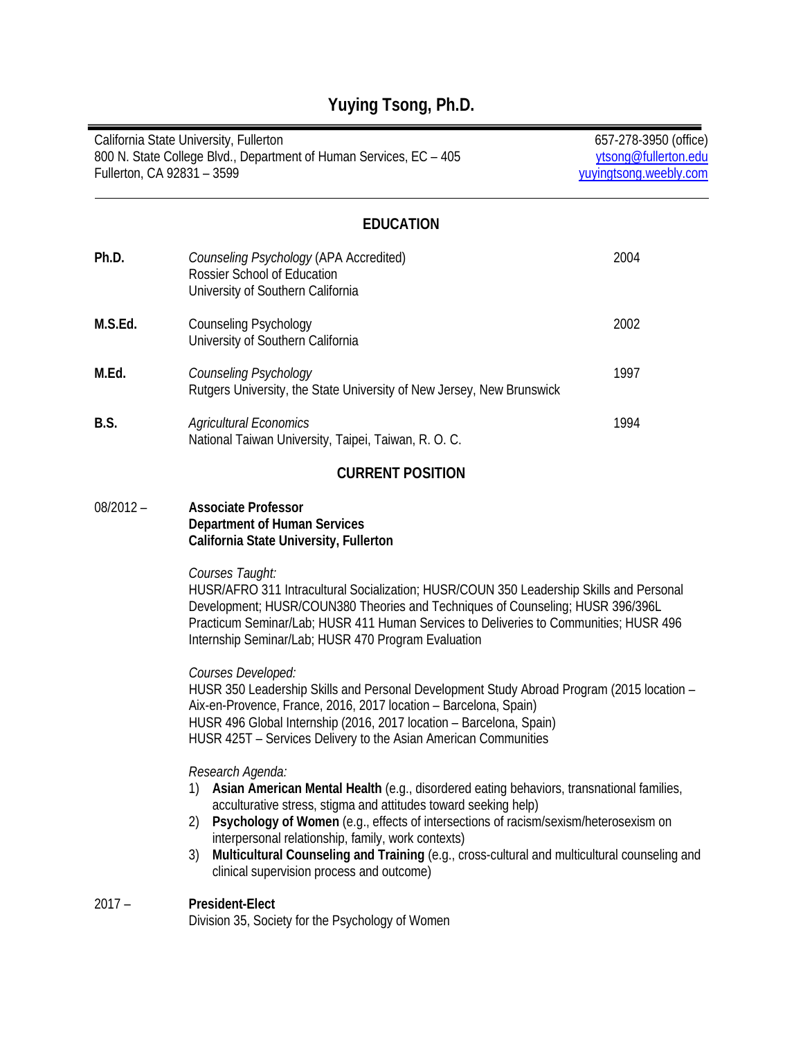# Yuying Tsong, Ph.D.

California State University, Fullerton
800 N. State College Blvd., Department of Human Services, EC – 405
Fullerton, CA 92831 – 3599

657-278-3950 (office)
ytsong@fullerton.edu
yuyingtsong.weebly.com

## EDUCATION

**Ph.D.** *Counseling Psychology* (APA Accredited) — 2004
Rossier School of Education
University of Southern California

**M.S.Ed.** Counseling Psychology — 2002
University of Southern California

**M.Ed.** *Counseling Psychology* — 1997
Rutgers University, the State University of New Jersey, New Brunswick

**B.S.** *Agricultural Economics* — 1994
National Taiwan University, Taipei, Taiwan, R. O. C.

## CURRENT POSITION

08/2012 – **Associate Professor**
**Department of Human Services**
**California State University, Fullerton**

*Courses Taught:*
HUSR/AFRO 311 Intracultural Socialization; HUSR/COUN 350 Leadership Skills and Personal Development; HUSR/COUN380 Theories and Techniques of Counseling; HUSR 396/396L Practicum Seminar/Lab; HUSR 411 Human Services to Deliveries to Communities; HUSR 496 Internship Seminar/Lab; HUSR 470 Program Evaluation

*Courses Developed:*
HUSR 350 Leadership Skills and Personal Development Study Abroad Program (2015 location – Aix-en-Provence, France, 2016, 2017 location – Barcelona, Spain)
HUSR 496 Global Internship (2016, 2017 location – Barcelona, Spain)
HUSR 425T – Services Delivery to the Asian American Communities

*Research Agenda:*
1) **Asian American Mental Health** (e.g., disordered eating behaviors, transnational families, acculturative stress, stigma and attitudes toward seeking help)
2) **Psychology of Women** (e.g., effects of intersections of racism/sexism/heterosexism on interpersonal relationship, family, work contexts)
3) **Multicultural Counseling and Training** (e.g., cross-cultural and multicultural counseling and clinical supervision process and outcome)

2017 – **President-Elect**
Division 35, Society for the Psychology of Women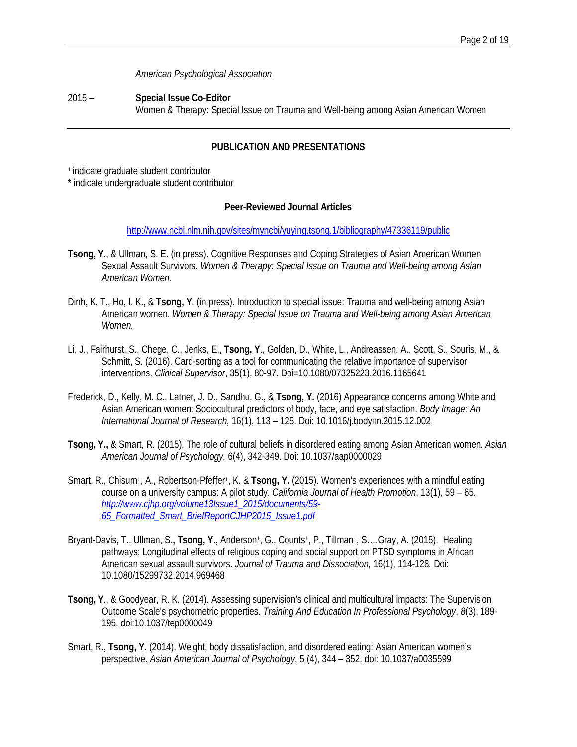*American Psychological Association*

2015 – **Special Issue Co-Editor**
Women & Therapy: Special Issue on Trauma and Well-being among Asian American Women

---

## PUBLICATION AND PRESENTATIONS

[+] indicate graduate student contributor
* indicate undergraduate student contributor

### Peer-Reviewed Journal Articles

http://www.ncbi.nlm.nih.gov/sites/myncbi/yuying.tsong.1/bibliography/47336119/public

**Tsong, Y**., & Ullman, S. E. (in press). Cognitive Responses and Coping Strategies of Asian American Women Sexual Assault Survivors. *Women & Therapy: Special Issue on Trauma and Well-being among Asian American Women.*

Dinh, K. T., Ho, I. K., & **Tsong, Y**. (in press). Introduction to special issue: Trauma and well-being among Asian American women. *Women & Therapy: Special Issue on Trauma and Well-being among Asian American Women.*

Li, J., Fairhurst, S., Chege, C., Jenks, E., **Tsong, Y**., Golden, D., White, L., Andreassen, A., Scott, S., Souris, M., & Schmitt, S. (2016). Card-sorting as a tool for communicating the relative importance of supervisor interventions. *Clinical Supervisor*, 35(1), 80-97. Doi=10.1080/07325223.2016.1165641

Frederick, D., Kelly, M. C., Latner, J. D., Sandhu, G., & **Tsong, Y.** (2016) Appearance concerns among White and Asian American women: Sociocultural predictors of body, face, and eye satisfaction. *Body Image: An International Journal of Research,* 16(1), 113 – 125. Doi: 10.1016/j.bodyim.2015.12.002

**Tsong, Y.,** & Smart, R. (2015). The role of cultural beliefs in disordered eating among Asian American women. *Asian American Journal of Psychology,* 6(4), 342-349. Doi: 10.1037/aap0000029

Smart, R., Chisum[+], A., Robertson-Pfeffer[+], K. & **Tsong, Y.** (2015). Women's experiences with a mindful eating course on a university campus: A pilot study. *California Journal of Health Promotion*, 13(1), 59 – 65. *http://www.cjhp.org/volume13Issue1_2015/documents/59-65_Formatted_Smart_BriefReportCJHP2015_Issue1.pdf*

Bryant-Davis, T., Ullman, S**., Tsong, Y**., Anderson[+], G., Counts[+], P., Tillman[+], S….Gray, A. (2015). Healing pathways: Longitudinal effects of religious coping and social support on PTSD symptoms in African American sexual assault survivors. *Journal of Trauma and Dissociation,* 16(1), 114-128*.* Doi: 10.1080/15299732.2014.969468

**Tsong, Y**., & Goodyear, R. K. (2014). Assessing supervision's clinical and multicultural impacts: The Supervision Outcome Scale's psychometric properties. *Training And Education In Professional Psychology*, *8*(3), 189-195. doi:10.1037/tep0000049

Smart, R., **Tsong, Y**. (2014). Weight, body dissatisfaction, and disordered eating: Asian American women's perspective. *Asian American Journal of Psychology*, 5 (4), 344 – 352. doi: 10.1037/a0035599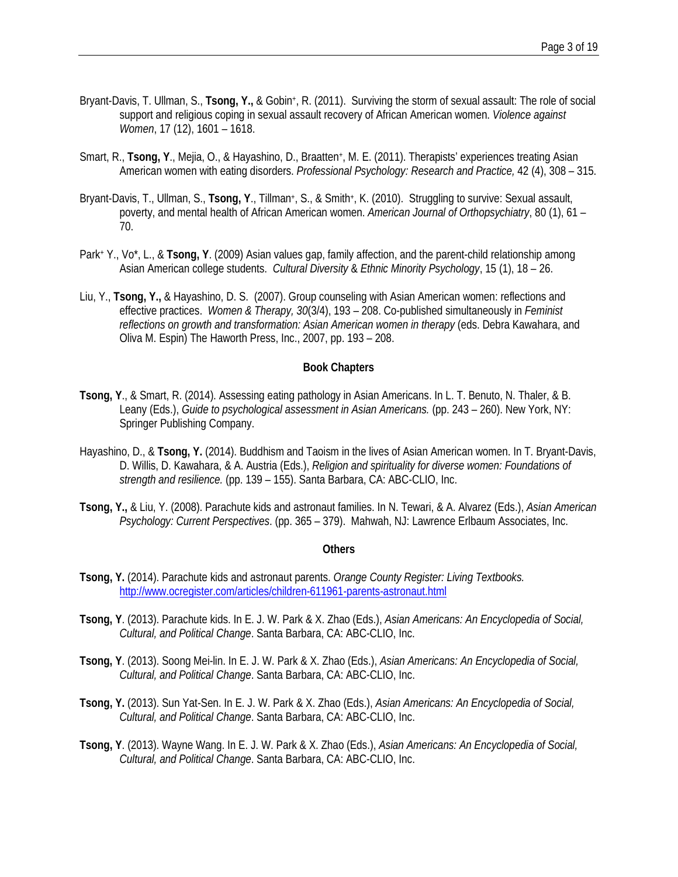Bryant-Davis, T. Ullman, S., **Tsong, Y.,** & Gobin[+], R. (2011). Surviving the storm of sexual assault: The role of social support and religious coping in sexual assault recovery of African American women. *Violence against Women*, 17 (12), 1601 – 1618.

Smart, R., **Tsong, Y**., Mejia, O., & Hayashino, D., Braatten[+], M. E. (2011). Therapists' experiences treating Asian American women with eating disorders. *Professional Psychology: Research and Practice,* 42 (4), 308 – 315.

Bryant-Davis, T., Ullman, S., **Tsong, Y**., Tillman[+], S., & Smith[+], K. (2010). Struggling to survive: Sexual assault, poverty, and mental health of African American women. *American Journal of Orthopsychiatry*, 80 (1), 61 – 70.

Park[+] Y., Vo*, L., & **Tsong, Y**. (2009) Asian values gap, family affection, and the parent-child relationship among Asian American college students. *Cultural Diversity & Ethnic Minority Psychology*, 15 (1), 18 – 26.

Liu, Y., **Tsong, Y.,** & Hayashino, D. S. (2007). Group counseling with Asian American women: reflections and effective practices. *Women & Therapy, 30*(3/4), 193 – 208. Co-published simultaneously in *Feminist reflections on growth and transformation: Asian American women in therapy* (eds. Debra Kawahara, and Oliva M. Espin) The Haworth Press, Inc., 2007, pp. 193 – 208.

### Book Chapters

**Tsong, Y**., & Smart, R. (2014). Assessing eating pathology in Asian Americans. In L. T. Benuto, N. Thaler, & B. Leany (Eds.), *Guide to psychological assessment in Asian Americans.* (pp. 243 – 260). New York, NY: Springer Publishing Company.

Hayashino, D., & **Tsong, Y.** (2014). Buddhism and Taoism in the lives of Asian American women. In T. Bryant-Davis, D. Willis, D. Kawahara, & A. Austria (Eds.), *Religion and spirituality for diverse women: Foundations of strength and resilience.* (pp. 139 – 155). Santa Barbara, CA: ABC-CLIO, Inc.

**Tsong, Y.,** & Liu, Y. (2008). Parachute kids and astronaut families. In N. Tewari, & A. Alvarez (Eds.), *Asian American Psychology: Current Perspectives*. (pp. 365 – 379). Mahwah, NJ: Lawrence Erlbaum Associates, Inc.

### Others

**Tsong, Y.** (2014). Parachute kids and astronaut parents. *Orange County Register: Living Textbooks.* http://www.ocregister.com/articles/children-611961-parents-astronaut.html

**Tsong, Y**. (2013). Parachute kids. In E. J. W. Park & X. Zhao (Eds.), *Asian Americans: An Encyclopedia of Social, Cultural, and Political Change*. Santa Barbara, CA: ABC-CLIO, Inc.

**Tsong, Y**. (2013). Soong Mei-lin. In E. J. W. Park & X. Zhao (Eds.), *Asian Americans: An Encyclopedia of Social, Cultural, and Political Change*. Santa Barbara, CA: ABC-CLIO, Inc.

**Tsong, Y.** (2013). Sun Yat-Sen. In E. J. W. Park & X. Zhao (Eds.), *Asian Americans: An Encyclopedia of Social, Cultural, and Political Change*. Santa Barbara, CA: ABC-CLIO, Inc.

**Tsong, Y**. (2013). Wayne Wang. In E. J. W. Park & X. Zhao (Eds.), *Asian Americans: An Encyclopedia of Social, Cultural, and Political Change*. Santa Barbara, CA: ABC-CLIO, Inc.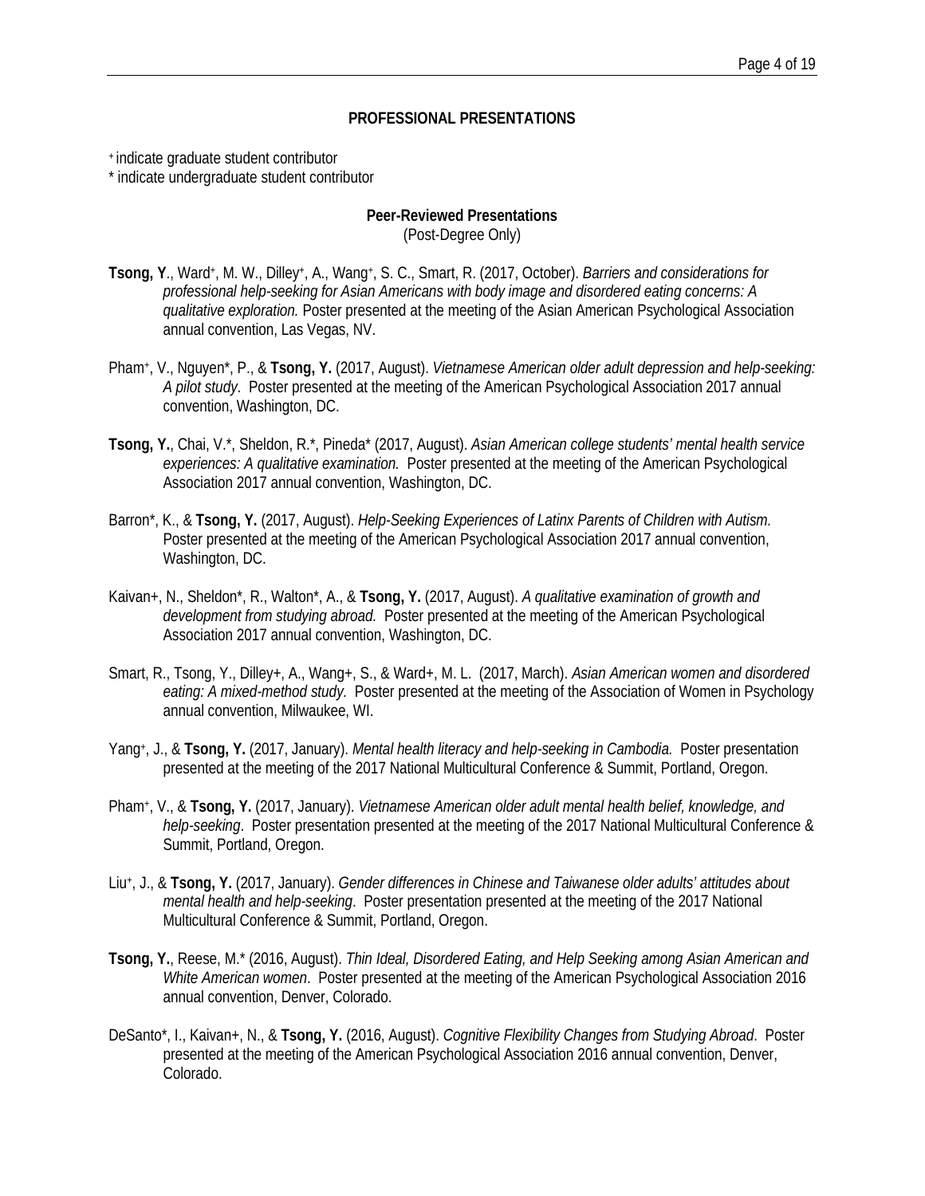## PROFESSIONAL PRESENTATIONS

+ indicate graduate student contributor
* indicate undergraduate student contributor

### Peer-Reviewed Presentations

(Post-Degree Only)

**Tsong, Y**., Ward+, M. W., Dilley+, A., Wang+, S. C., Smart, R. (2017, October). *Barriers and considerations for professional help-seeking for Asian Americans with body image and disordered eating concerns: A qualitative exploration.* Poster presented at the meeting of the Asian American Psychological Association annual convention, Las Vegas, NV.

Pham+, V., Nguyen*, P., & **Tsong, Y.** (2017, August). *Vietnamese American older adult depression and help-seeking: A pilot study*. Poster presented at the meeting of the American Psychological Association 2017 annual convention, Washington, DC.

**Tsong, Y.**, Chai, V.*, Sheldon, R.*, Pineda* (2017, August). *Asian American college students' mental health service experiences: A qualitative examination.* Poster presented at the meeting of the American Psychological Association 2017 annual convention, Washington, DC.

Barron*, K., & **Tsong, Y.** (2017, August). *Help-Seeking Experiences of Latinx Parents of Children with Autism.* Poster presented at the meeting of the American Psychological Association 2017 annual convention, Washington, DC.

Kaivan+, N., Sheldon*, R., Walton*, A., & **Tsong, Y.** (2017, August). *A qualitative examination of growth and development from studying abroad.* Poster presented at the meeting of the American Psychological Association 2017 annual convention, Washington, DC.

Smart, R., Tsong, Y., Dilley+, A., Wang+, S., & Ward+, M. L. (2017, March). *Asian American women and disordered eating: A mixed-method study.* Poster presented at the meeting of the Association of Women in Psychology annual convention, Milwaukee, WI.

Yang+, J., & **Tsong, Y.** (2017, January). *Mental health literacy and help-seeking in Cambodia.* Poster presentation presented at the meeting of the 2017 National Multicultural Conference & Summit, Portland, Oregon.

Pham+, V., & **Tsong, Y.** (2017, January). *Vietnamese American older adult mental health belief, knowledge, and help-seeking*. Poster presentation presented at the meeting of the 2017 National Multicultural Conference & Summit, Portland, Oregon.

Liu+, J., & **Tsong, Y.** (2017, January). *Gender differences in Chinese and Taiwanese older adults' attitudes about mental health and help-seeking*. Poster presentation presented at the meeting of the 2017 National Multicultural Conference & Summit, Portland, Oregon.

**Tsong, Y.**, Reese, M.* (2016, August). *Thin Ideal, Disordered Eating, and Help Seeking among Asian American and White American women*. Poster presented at the meeting of the American Psychological Association 2016 annual convention, Denver, Colorado.

DeSanto*, I., Kaivan+, N., & **Tsong, Y.** (2016, August). *Cognitive Flexibility Changes from Studying Abroad*. Poster presented at the meeting of the American Psychological Association 2016 annual convention, Denver, Colorado.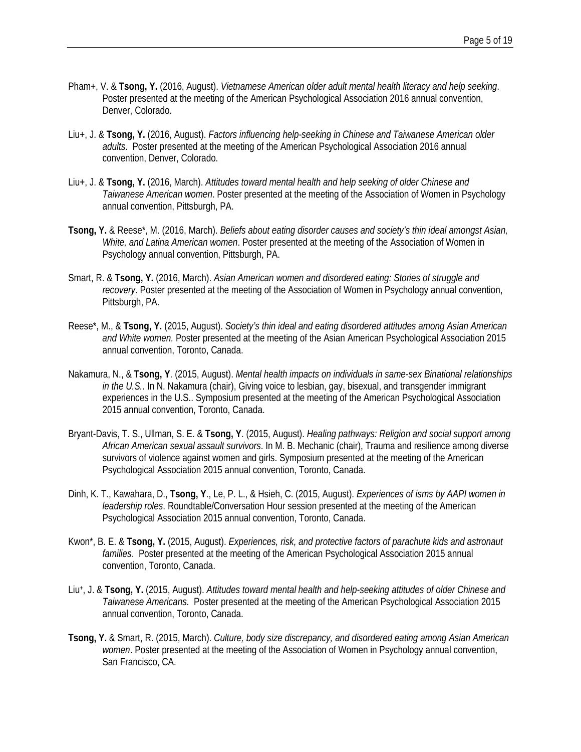Pham+, V. & **Tsong, Y.** (2016, August). *Vietnamese American older adult mental health literacy and help seeking*. Poster presented at the meeting of the American Psychological Association 2016 annual convention, Denver, Colorado.

Liu+, J. & **Tsong, Y.** (2016, August). *Factors influencing help-seeking in Chinese and Taiwanese American older adults*. Poster presented at the meeting of the American Psychological Association 2016 annual convention, Denver, Colorado.

Liu+, J. & **Tsong, Y.** (2016, March). *Attitudes toward mental health and help seeking of older Chinese and Taiwanese American women*. Poster presented at the meeting of the Association of Women in Psychology annual convention, Pittsburgh, PA.

**Tsong, Y.** & Reese*, M. (2016, March). *Beliefs about eating disorder causes and society's thin ideal amongst Asian, White, and Latina American women*. Poster presented at the meeting of the Association of Women in Psychology annual convention, Pittsburgh, PA.

Smart, R. & **Tsong, Y.** (2016, March). *Asian American women and disordered eating: Stories of struggle and recovery*. Poster presented at the meeting of the Association of Women in Psychology annual convention, Pittsburgh, PA.

Reese*, M., & **Tsong, Y.** (2015, August). *Society's thin ideal and eating disordered attitudes among Asian American and White women.* Poster presented at the meeting of the Asian American Psychological Association 2015 annual convention, Toronto, Canada.

Nakamura, N., & **Tsong, Y**. (2015, August). *Mental health impacts on individuals in same-sex Binational relationships in the U.S.*. In N. Nakamura (chair), Giving voice to lesbian, gay, bisexual, and transgender immigrant experiences in the U.S.. Symposium presented at the meeting of the American Psychological Association 2015 annual convention, Toronto, Canada.

Bryant-Davis, T. S., Ullman, S. E. & **Tsong, Y**. (2015, August). *Healing pathways: Religion and social support among African American sexual assault survivors*. In M. B. Mechanic (chair), Trauma and resilience among diverse survivors of violence against women and girls. Symposium presented at the meeting of the American Psychological Association 2015 annual convention, Toronto, Canada.

Dinh, K. T., Kawahara, D., **Tsong, Y**., Le, P. L., & Hsieh, C. (2015, August). *Experiences of isms by AAPI women in leadership roles*. Roundtable/Conversation Hour session presented at the meeting of the American Psychological Association 2015 annual convention, Toronto, Canada.

Kwon*, B. E. & **Tsong, Y.** (2015, August). *Experiences, risk, and protective factors of parachute kids and astronaut families*. Poster presented at the meeting of the American Psychological Association 2015 annual convention, Toronto, Canada.

Liu+, J. & **Tsong, Y.** (2015, August). *Attitudes toward mental health and help-seeking attitudes of older Chinese and Taiwanese Americans*. Poster presented at the meeting of the American Psychological Association 2015 annual convention, Toronto, Canada.

**Tsong, Y.** & Smart, R. (2015, March). *Culture, body size discrepancy, and disordered eating among Asian American women*. Poster presented at the meeting of the Association of Women in Psychology annual convention, San Francisco, CA.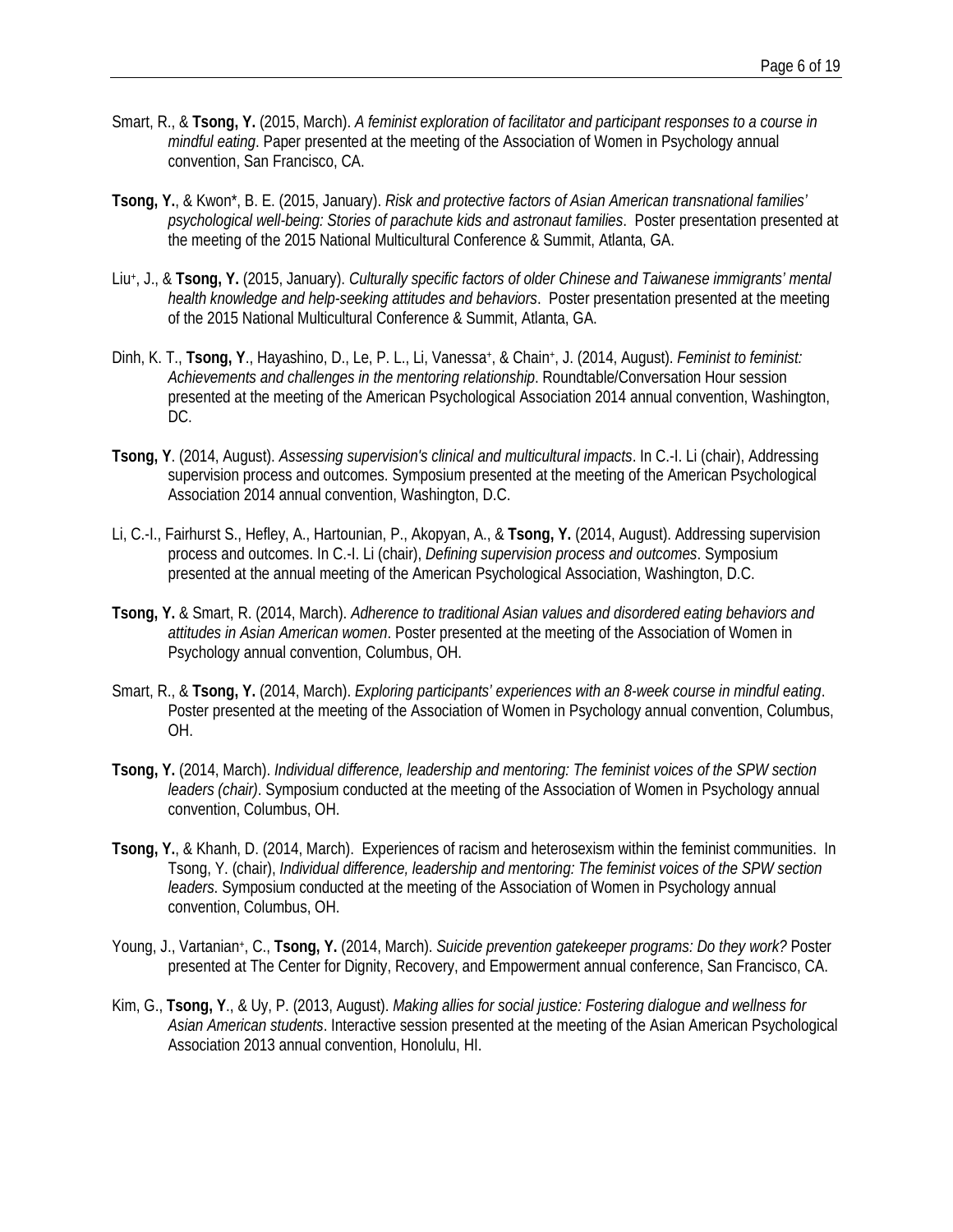Smart, R., & **Tsong, Y.** (2015, March). *A feminist exploration of facilitator and participant responses to a course in mindful eating*. Paper presented at the meeting of the Association of Women in Psychology annual convention, San Francisco, CA.

**Tsong, Y.**, & Kwon*, B. E. (2015, January). *Risk and protective factors of Asian American transnational families' psychological well-being: Stories of parachute kids and astronaut families*. Poster presentation presented at the meeting of the 2015 National Multicultural Conference & Summit, Atlanta, GA.

Liu+, J., & **Tsong, Y.** (2015, January). *Culturally specific factors of older Chinese and Taiwanese immigrants' mental health knowledge and help-seeking attitudes and behaviors*. Poster presentation presented at the meeting of the 2015 National Multicultural Conference & Summit, Atlanta, GA.

Dinh, K. T., **Tsong, Y**., Hayashino, D., Le, P. L., Li, Vanessa+, & Chain+, J. (2014, August). *Feminist to feminist: Achievements and challenges in the mentoring relationship*. Roundtable/Conversation Hour session presented at the meeting of the American Psychological Association 2014 annual convention, Washington, DC.

**Tsong, Y**. (2014, August). *Assessing supervision's clinical and multicultural impacts*. In C.-I. Li (chair), Addressing supervision process and outcomes. Symposium presented at the meeting of the American Psychological Association 2014 annual convention, Washington, D.C.

Li, C.-I., Fairhurst S., Hefley, A., Hartounian, P., Akopyan, A., & **Tsong, Y.** (2014, August). Addressing supervision process and outcomes. In C.-I. Li (chair), *Defining supervision process and outcomes*. Symposium presented at the annual meeting of the American Psychological Association, Washington, D.C.

**Tsong, Y.** & Smart, R. (2014, March). *Adherence to traditional Asian values and disordered eating behaviors and attitudes in Asian American women*. Poster presented at the meeting of the Association of Women in Psychology annual convention, Columbus, OH.

Smart, R., & **Tsong, Y.** (2014, March). *Exploring participants' experiences with an 8-week course in mindful eating*. Poster presented at the meeting of the Association of Women in Psychology annual convention, Columbus, OH.

**Tsong, Y.** (2014, March). *Individual difference, leadership and mentoring: The feminist voices of the SPW section leaders (chair)*. Symposium conducted at the meeting of the Association of Women in Psychology annual convention, Columbus, OH.

**Tsong, Y.**, & Khanh, D. (2014, March). Experiences of racism and heterosexism within the feminist communities. In Tsong, Y. (chair), *Individual difference, leadership and mentoring: The feminist voices of the SPW section leaders*. Symposium conducted at the meeting of the Association of Women in Psychology annual convention, Columbus, OH.

Young, J., Vartanian+, C., **Tsong, Y.** (2014, March). *Suicide prevention gatekeeper programs: Do they work?* Poster presented at The Center for Dignity, Recovery, and Empowerment annual conference, San Francisco, CA.

Kim, G., **Tsong, Y**., & Uy, P. (2013, August). *Making allies for social justice: Fostering dialogue and wellness for Asian American students*. Interactive session presented at the meeting of the Asian American Psychological Association 2013 annual convention, Honolulu, HI.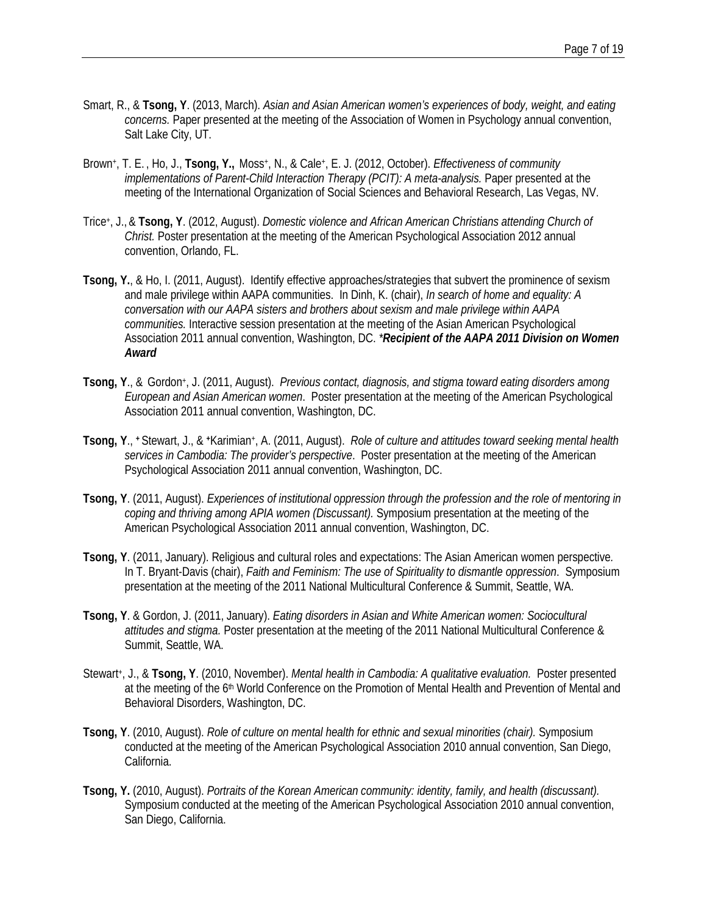Smart, R., & **Tsong, Y**. (2013, March). *Asian and Asian American women's experiences of body, weight, and eating concerns.* Paper presented at the meeting of the Association of Women in Psychology annual convention, Salt Lake City, UT.

Brown[+], T. E. , Ho, J., **Tsong, Y.,** Moss[+], N., & Cale[+], E. J. (2012, October). *Effectiveness of community implementations of Parent-Child Interaction Therapy (PCIT): A meta-analysis.* Paper presented at the meeting of the International Organization of Social Sciences and Behavioral Research, Las Vegas, NV.

Trice[+], J., & **Tsong, Y**. (2012, August). *Domestic violence and African American Christians attending Church of Christ.* Poster presentation at the meeting of the American Psychological Association 2012 annual convention, Orlando, FL.

**Tsong, Y.**, & Ho, I. (2011, August). Identify effective approaches/strategies that subvert the prominence of sexism and male privilege within AAPA communities. In Dinh, K. (chair), *In search of home and equality: A conversation with our AAPA sisters and brothers about sexism and male privilege within AAPA communities.* Interactive session presentation at the meeting of the Asian American Psychological Association 2011 annual convention, Washington, DC. ****Recipient of the AAPA 2011 Division on Women Award***

**Tsong, Y**., & Gordon[+], J. (2011, August). *Previous contact, diagnosis, and stigma toward eating disorders among European and Asian American women*. Poster presentation at the meeting of the American Psychological Association 2011 annual convention, Washington, DC.

**Tsong, Y**., [+]Stewart, J., & [+]Karimian[+], A. (2011, August). *Role of culture and attitudes toward seeking mental health services in Cambodia: The provider's perspective*. Poster presentation at the meeting of the American Psychological Association 2011 annual convention, Washington, DC.

**Tsong, Y**. (2011, August). *Experiences of institutional oppression through the profession and the role of mentoring in coping and thriving among APIA women (Discussant).* Symposium presentation at the meeting of the American Psychological Association 2011 annual convention, Washington, DC.

**Tsong, Y**. (2011, January). Religious and cultural roles and expectations: The Asian American women perspective. In T. Bryant-Davis (chair), *Faith and Feminism: The use of Spirituality to dismantle oppression*. Symposium presentation at the meeting of the 2011 National Multicultural Conference & Summit, Seattle, WA.

**Tsong, Y**. & Gordon, J. (2011, January). *Eating disorders in Asian and White American women: Sociocultural attitudes and stigma.* Poster presentation at the meeting of the 2011 National Multicultural Conference & Summit, Seattle, WA.

Stewart[+], J., & **Tsong, Y**. (2010, November). *Mental health in Cambodia: A qualitative evaluation.* Poster presented at the meeting of the 6th World Conference on the Promotion of Mental Health and Prevention of Mental and Behavioral Disorders, Washington, DC.

**Tsong, Y**. (2010, August). *Role of culture on mental health for ethnic and sexual minorities (chair).* Symposium conducted at the meeting of the American Psychological Association 2010 annual convention, San Diego, California.

**Tsong, Y.** (2010, August). *Portraits of the Korean American community: identity, family, and health (discussant).* Symposium conducted at the meeting of the American Psychological Association 2010 annual convention, San Diego, California.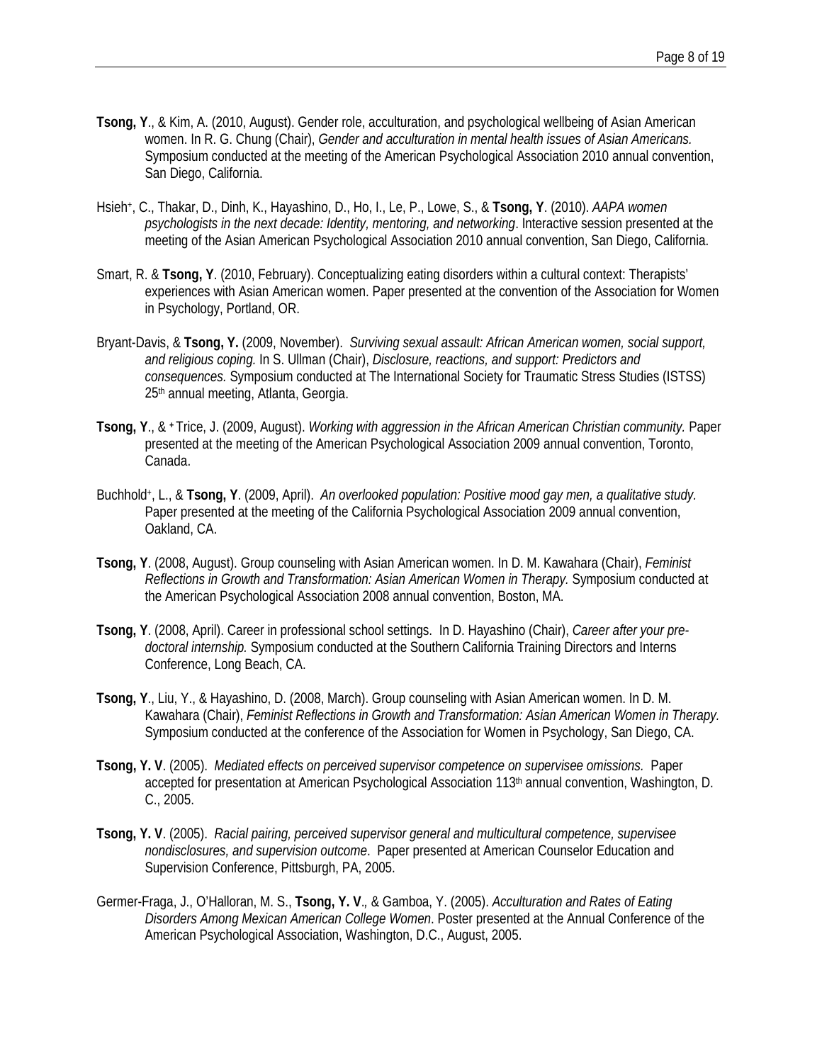**Tsong, Y**., & Kim, A. (2010, August). Gender role, acculturation, and psychological wellbeing of Asian American women. In R. G. Chung (Chair), *Gender and acculturation in mental health issues of Asian Americans.* Symposium conducted at the meeting of the American Psychological Association 2010 annual convention, San Diego, California.

Hsieh+, C., Thakar, D., Dinh, K., Hayashino, D., Ho, I., Le, P., Lowe, S., & **Tsong, Y**. (2010). *AAPA women psychologists in the next decade: Identity, mentoring, and networking*. Interactive session presented at the meeting of the Asian American Psychological Association 2010 annual convention, San Diego, California.

Smart, R. & **Tsong, Y**. (2010, February). Conceptualizing eating disorders within a cultural context: Therapists' experiences with Asian American women. Paper presented at the convention of the Association for Women in Psychology, Portland, OR.

Bryant-Davis, & **Tsong, Y.** (2009, November). *Surviving sexual assault: African American women, social support, and religious coping.* In S. Ullman (Chair), *Disclosure, reactions, and support: Predictors and consequences.* Symposium conducted at The International Society for Traumatic Stress Studies (ISTSS) 25th annual meeting, Atlanta, Georgia.

**Tsong, Y**., & +Trice, J. (2009, August). *Working with aggression in the African American Christian community.* Paper presented at the meeting of the American Psychological Association 2009 annual convention, Toronto, Canada.

Buchhold+, L., & **Tsong, Y**. (2009, April). *An overlooked population: Positive mood gay men, a qualitative study.* Paper presented at the meeting of the California Psychological Association 2009 annual convention, Oakland, CA.

**Tsong, Y**. (2008, August). Group counseling with Asian American women. In D. M. Kawahara (Chair), *Feminist Reflections in Growth and Transformation: Asian American Women in Therapy.* Symposium conducted at the American Psychological Association 2008 annual convention, Boston, MA.

**Tsong, Y**. (2008, April). Career in professional school settings. In D. Hayashino (Chair), *Career after your pre-doctoral internship.* Symposium conducted at the Southern California Training Directors and Interns Conference, Long Beach, CA.

**Tsong, Y**., Liu, Y., & Hayashino, D. (2008, March). Group counseling with Asian American women. In D. M. Kawahara (Chair), *Feminist Reflections in Growth and Transformation: Asian American Women in Therapy.* Symposium conducted at the conference of the Association for Women in Psychology, San Diego, CA.

**Tsong, Y. V**. (2005). *Mediated effects on perceived supervisor competence on supervisee omissions.* Paper accepted for presentation at American Psychological Association 113th annual convention, Washington, D. C., 2005.

**Tsong, Y. V**. (2005). *Racial pairing, perceived supervisor general and multicultural competence, supervisee nondisclosures, and supervision outcome*. Paper presented at American Counselor Education and Supervision Conference, Pittsburgh, PA, 2005.

Germer-Fraga, J., O'Halloran, M. S., **Tsong, Y. V**., & Gamboa, Y. (2005). *Acculturation and Rates of Eating Disorders Among Mexican American College Women*. Poster presented at the Annual Conference of the American Psychological Association, Washington, D.C., August, 2005.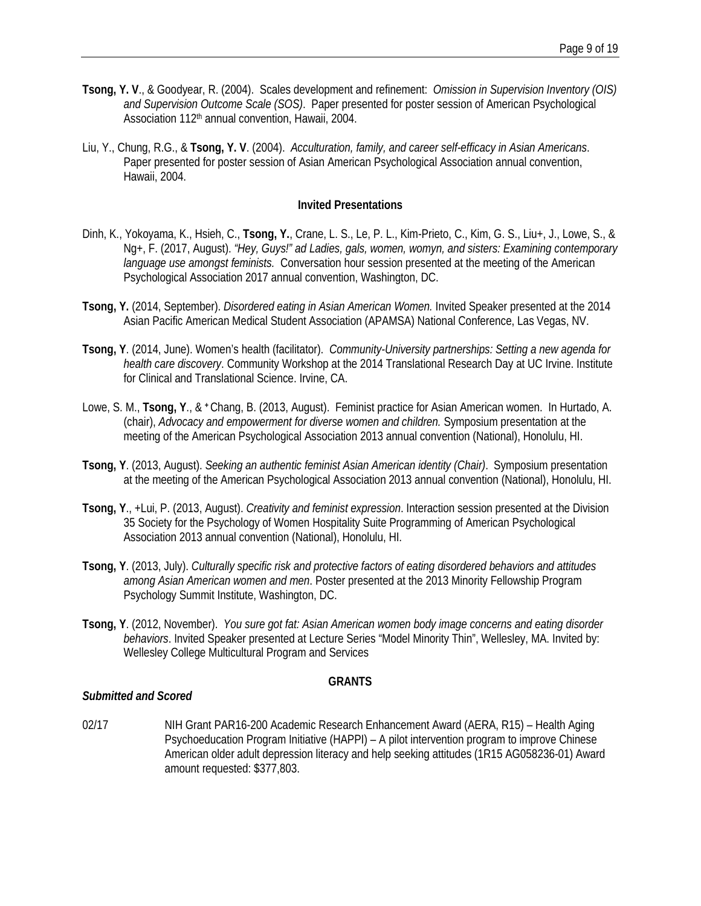**Tsong, Y. V**., & Goodyear, R. (2004). Scales development and refinement: *Omission in Supervision Inventory (OIS) and Supervision Outcome Scale (SOS)*. Paper presented for poster session of American Psychological Association 112th annual convention, Hawaii, 2004.

Liu, Y., Chung, R.G., & **Tsong, Y. V**. (2004). *Acculturation, family, and career self-efficacy in Asian Americans*. Paper presented for poster session of Asian American Psychological Association annual convention, Hawaii, 2004.

**Invited Presentations**

Dinh, K., Yokoyama, K., Hsieh, C., **Tsong, Y.**, Crane, L. S., Le, P. L., Kim-Prieto, C., Kim, G. S., Liu+, J., Lowe, S., & Ng+, F. (2017, August). *"Hey, Guys!" ad Ladies, gals, women, womyn, and sisters: Examining contemporary language use amongst feminists.* Conversation hour session presented at the meeting of the American Psychological Association 2017 annual convention, Washington, DC.

**Tsong, Y.** (2014, September). *Disordered eating in Asian American Women.* Invited Speaker presented at the 2014 Asian Pacific American Medical Student Association (APAMSA) National Conference, Las Vegas, NV.

**Tsong, Y**. (2014, June). Women's health (facilitator). *Community-University partnerships: Setting a new agenda for health care discovery*. Community Workshop at the 2014 Translational Research Day at UC Irvine. Institute for Clinical and Translational Science. Irvine, CA.

Lowe, S. M., **Tsong, Y**., & +Chang, B. (2013, August). Feminist practice for Asian American women. In Hurtado, A. (chair), *Advocacy and empowerment for diverse women and children.* Symposium presentation at the meeting of the American Psychological Association 2013 annual convention (National), Honolulu, HI.

**Tsong, Y**. (2013, August). *Seeking an authentic feminist Asian American identity (Chair)*. Symposium presentation at the meeting of the American Psychological Association 2013 annual convention (National), Honolulu, HI.

**Tsong, Y**., +Lui, P. (2013, August). *Creativity and feminist expression*. Interaction session presented at the Division 35 Society for the Psychology of Women Hospitality Suite Programming of American Psychological Association 2013 annual convention (National), Honolulu, HI.

**Tsong, Y**. (2013, July). *Culturally specific risk and protective factors of eating disordered behaviors and attitudes among Asian American women and men*. Poster presented at the 2013 Minority Fellowship Program Psychology Summit Institute, Washington, DC.

**Tsong, Y**. (2012, November). *You sure got fat: Asian American women body image concerns and eating disorder behaviors*. Invited Speaker presented at Lecture Series "Model Minority Thin", Wellesley, MA. Invited by: Wellesley College Multicultural Program and Services

**GRANTS**

***Submitted and Scored***

02/17 NIH Grant PAR16-200 Academic Research Enhancement Award (AERA, R15) – Health Aging Psychoeducation Program Initiative (HAPPI) – A pilot intervention program to improve Chinese American older adult depression literacy and help seeking attitudes (1R15 AG058236-01) Award amount requested: $377,803.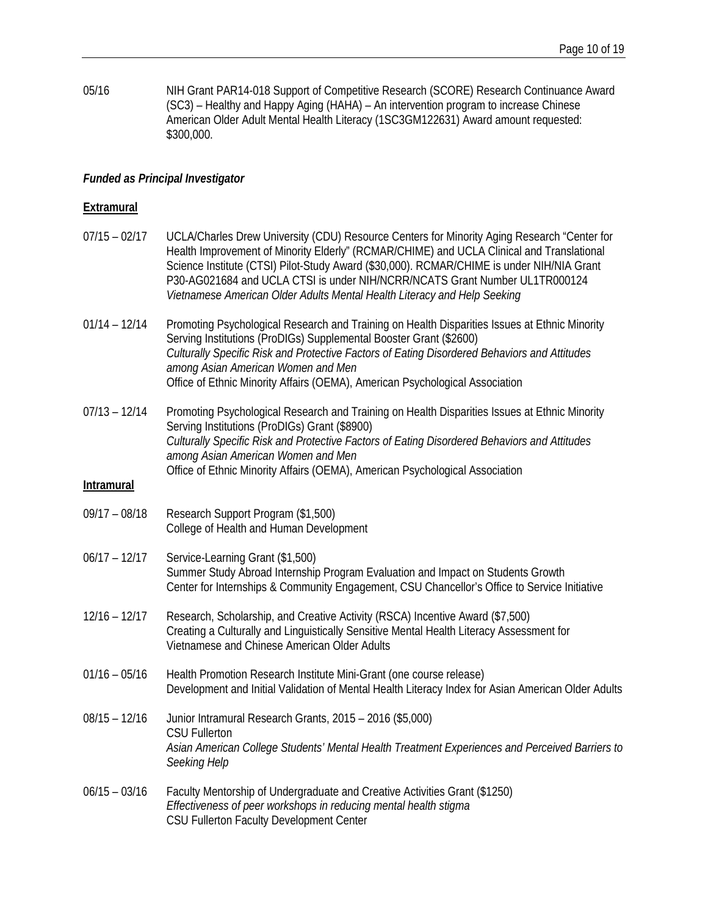05/16 NIH Grant PAR14-018 Support of Competitive Research (SCORE) Research Continuance Award (SC3) – Healthy and Happy Aging (HAHA) – An intervention program to increase Chinese American Older Adult Mental Health Literacy (1SC3GM122631) Award amount requested: $300,000.

***Funded as Principal Investigator***

**Extramural**

07/15 – 02/17 UCLA/Charles Drew University (CDU) Resource Centers for Minority Aging Research "Center for Health Improvement of Minority Elderly" (RCMAR/CHIME) and UCLA Clinical and Translational Science Institute (CTSI) Pilot-Study Award ($30,000). RCMAR/CHIME is under NIH/NIA Grant P30-AG021684 and UCLA CTSI is under NIH/NCRR/NCATS Grant Number UL1TR000124
*Vietnamese American Older Adults Mental Health Literacy and Help Seeking*

01/14 – 12/14 Promoting Psychological Research and Training on Health Disparities Issues at Ethnic Minority Serving Institutions (ProDIGs) Supplemental Booster Grant ($2600)
*Culturally Specific Risk and Protective Factors of Eating Disordered Behaviors and Attitudes among Asian American Women and Men*
Office of Ethnic Minority Affairs (OEMA), American Psychological Association

07/13 – 12/14 Promoting Psychological Research and Training on Health Disparities Issues at Ethnic Minority Serving Institutions (ProDIGs) Grant ($8900)
*Culturally Specific Risk and Protective Factors of Eating Disordered Behaviors and Attitudes among Asian American Women and Men*
Office of Ethnic Minority Affairs (OEMA), American Psychological Association

**Intramural**

09/17 – 08/18 Research Support Program ($1,500)
College of Health and Human Development

06/17 – 12/17 Service-Learning Grant ($1,500)
Summer Study Abroad Internship Program Evaluation and Impact on Students Growth
Center for Internships & Community Engagement, CSU Chancellor's Office to Service Initiative

12/16 – 12/17 Research, Scholarship, and Creative Activity (RSCA) Incentive Award ($7,500)
Creating a Culturally and Linguistically Sensitive Mental Health Literacy Assessment for Vietnamese and Chinese American Older Adults

01/16 – 05/16 Health Promotion Research Institute Mini-Grant (one course release)
Development and Initial Validation of Mental Health Literacy Index for Asian American Older Adults

08/15 – 12/16 Junior Intramural Research Grants, 2015 – 2016 ($5,000)
CSU Fullerton
*Asian American College Students' Mental Health Treatment Experiences and Perceived Barriers to Seeking Help*

06/15 – 03/16 Faculty Mentorship of Undergraduate and Creative Activities Grant ($1250)
*Effectiveness of peer workshops in reducing mental health stigma*
CSU Fullerton Faculty Development Center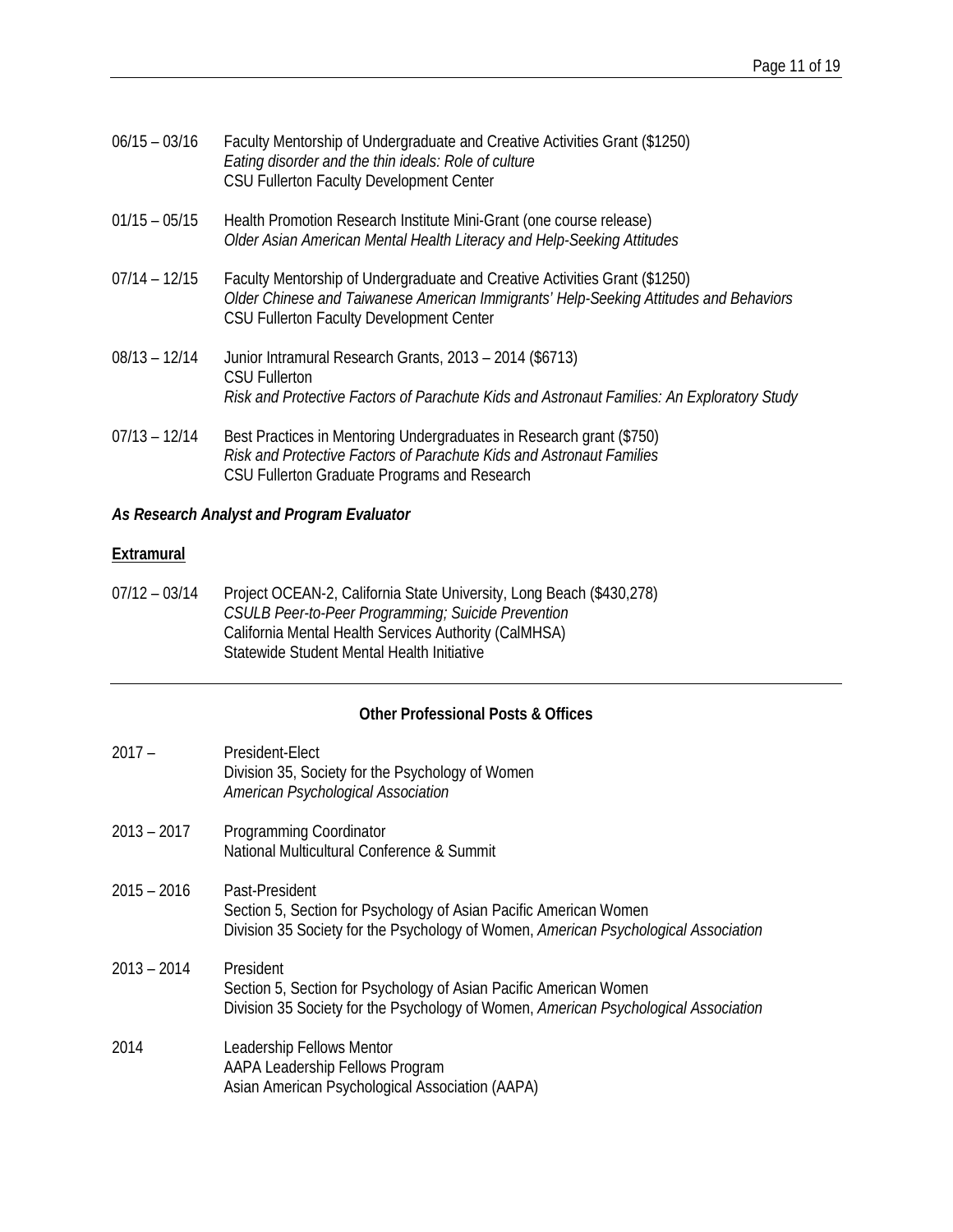06/15 – 03/16 Faculty Mentorship of Undergraduate and Creative Activities Grant ($1250)
*Eating disorder and the thin ideals: Role of culture*
CSU Fullerton Faculty Development Center

01/15 – 05/15 Health Promotion Research Institute Mini-Grant (one course release)
*Older Asian American Mental Health Literacy and Help-Seeking Attitudes*

07/14 – 12/15 Faculty Mentorship of Undergraduate and Creative Activities Grant ($1250)
*Older Chinese and Taiwanese American Immigrants' Help-Seeking Attitudes and Behaviors*
CSU Fullerton Faculty Development Center

08/13 – 12/14 Junior Intramural Research Grants, 2013 – 2014 ($6713)
CSU Fullerton
*Risk and Protective Factors of Parachute Kids and Astronaut Families: An Exploratory Study*

07/13 – 12/14 Best Practices in Mentoring Undergraduates in Research grant ($750)
*Risk and Protective Factors of Parachute Kids and Astronaut Families*
CSU Fullerton Graduate Programs and Research

***As Research Analyst and Program Evaluator***

**Extramural**

07/12 – 03/14 Project OCEAN-2, California State University, Long Beach ($430,278)
*CSULB Peer-to-Peer Programming; Suicide Prevention*
California Mental Health Services Authority (CalMHSA)
Statewide Student Mental Health Initiative

---

## Other Professional Posts & Offices

2017 – President-Elect
Division 35, Society for the Psychology of Women
*American Psychological Association*

2013 – 2017 Programming Coordinator
National Multicultural Conference & Summit

2015 – 2016 Past-President
Section 5, Section for Psychology of Asian Pacific American Women
Division 35 Society for the Psychology of Women, *American Psychological Association*

2013 – 2014 President
Section 5, Section for Psychology of Asian Pacific American Women
Division 35 Society for the Psychology of Women, *American Psychological Association*

2014 Leadership Fellows Mentor
AAPA Leadership Fellows Program
Asian American Psychological Association (AAPA)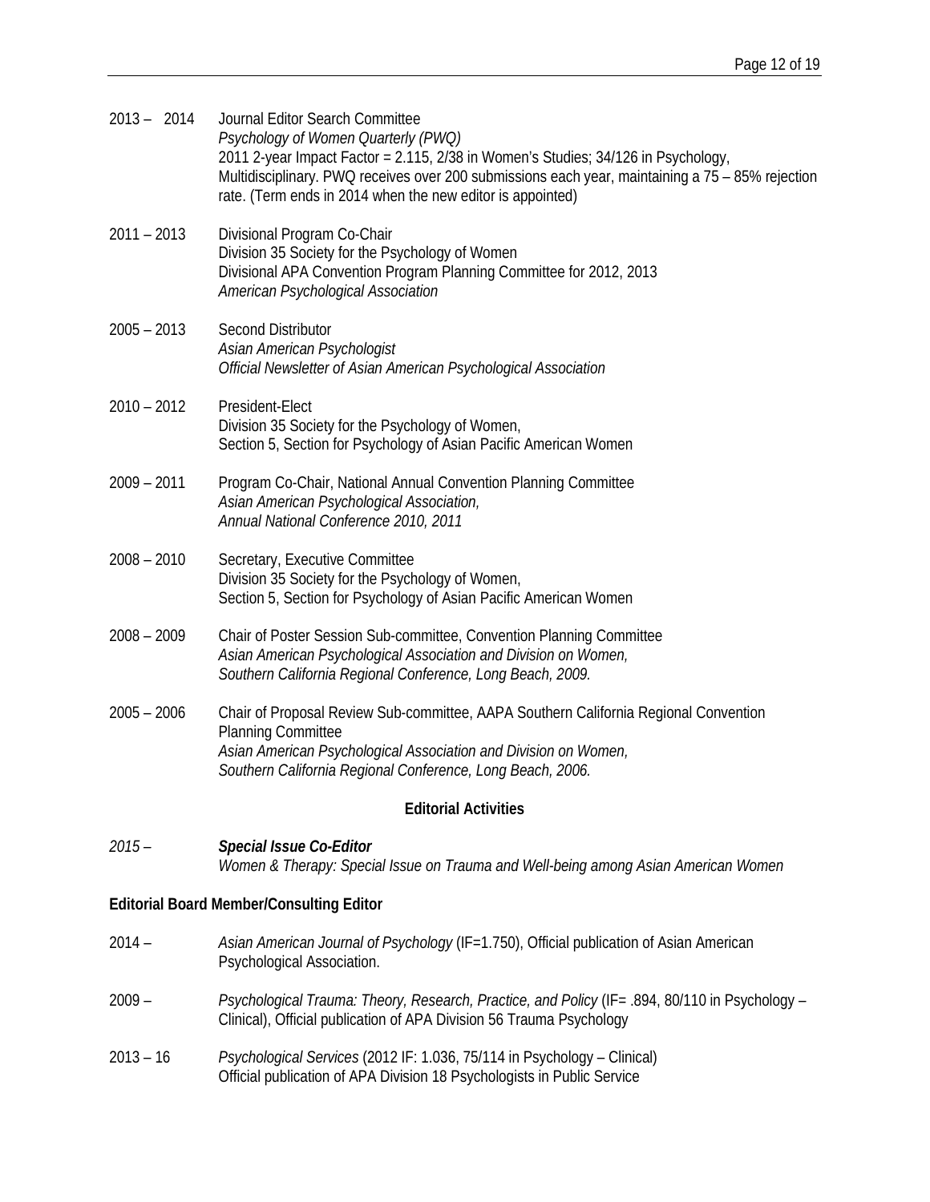2013 – 2014 Journal Editor Search Committee
*Psychology of Women Quarterly (PWQ)*
2011 2-year Impact Factor = 2.115, 2/38 in Women's Studies; 34/126 in Psychology, Multidisciplinary. PWQ receives over 200 submissions each year, maintaining a 75 – 85% rejection rate. (Term ends in 2014 when the new editor is appointed)

2011 – 2013 Divisional Program Co-Chair
Division 35 Society for the Psychology of Women
Divisional APA Convention Program Planning Committee for 2012, 2013
*American Psychological Association*

2005 – 2013 Second Distributor
*Asian American Psychologist*
*Official Newsletter of Asian American Psychological Association*

2010 – 2012 President-Elect
Division 35 Society for the Psychology of Women,
Section 5, Section for Psychology of Asian Pacific American Women

2009 – 2011 Program Co-Chair, National Annual Convention Planning Committee
*Asian American Psychological Association,*
*Annual National Conference 2010, 2011*

2008 – 2010 Secretary, Executive Committee
Division 35 Society for the Psychology of Women,
Section 5, Section for Psychology of Asian Pacific American Women

2008 – 2009 Chair of Poster Session Sub-committee, Convention Planning Committee
*Asian American Psychological Association and Division on Women,*
*Southern California Regional Conference, Long Beach, 2009.*

2005 – 2006 Chair of Proposal Review Sub-committee, AAPA Southern California Regional Convention Planning Committee
*Asian American Psychological Association and Division on Women,*
*Southern California Regional Conference, Long Beach, 2006.*

## Editorial Activities

*2015 –* ***Special Issue Co-Editor***
*Women & Therapy: Special Issue on Trauma and Well-being among Asian American Women*

### Editorial Board Member/Consulting Editor

2014 – *Asian American Journal of Psychology* (IF=1.750), Official publication of Asian American Psychological Association.

2009 – *Psychological Trauma: Theory, Research, Practice, and Policy* (IF= .894, 80/110 in Psychology – Clinical), Official publication of APA Division 56 Trauma Psychology

2013 – 16 *Psychological Services* (2012 IF: 1.036, 75/114 in Psychology – Clinical)
Official publication of APA Division 18 Psychologists in Public Service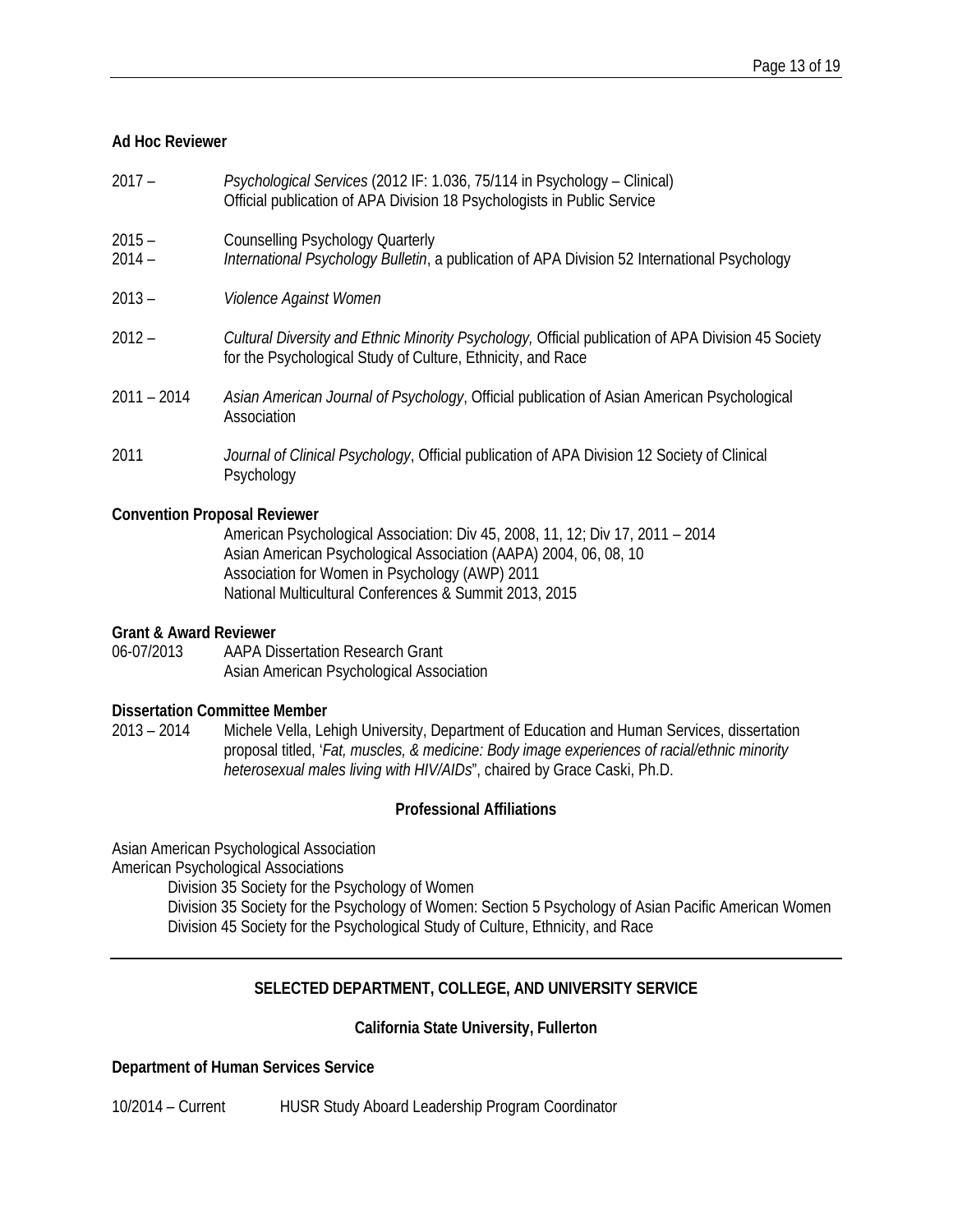**Ad Hoc Reviewer**

2017 – *Psychological Services* (2012 IF: 1.036, 75/114 in Psychology – Clinical)
Official publication of APA Division 18 Psychologists in Public Service

2015 – Counselling Psychology Quarterly

2014 – *International Psychology Bulletin*, a publication of APA Division 52 International Psychology

2013 – *Violence Against Women*

2012 – *Cultural Diversity and Ethnic Minority Psychology,* Official publication of APA Division 45 Society for the Psychological Study of Culture, Ethnicity, and Race

2011 – 2014 *Asian American Journal of Psychology*, Official publication of Asian American Psychological Association

2011 *Journal of Clinical Psychology*, Official publication of APA Division 12 Society of Clinical Psychology

**Convention Proposal Reviewer**

American Psychological Association: Div 45, 2008, 11, 12; Div 17, 2011 – 2014
Asian American Psychological Association (AAPA) 2004, 06, 08, 10
Association for Women in Psychology (AWP) 2011
National Multicultural Conferences & Summit 2013, 2015

**Grant & Award Reviewer**

06-07/2013 AAPA Dissertation Research Grant
Asian American Psychological Association

**Dissertation Committee Member**

2013 – 2014 Michele Vella, Lehigh University, Department of Education and Human Services, dissertation proposal titled, '*Fat, muscles, & medicine: Body image experiences of racial/ethnic minority heterosexual males living with HIV/AIDs*", chaired by Grace Caski, Ph.D.

**Professional Affiliations**

Asian American Psychological Association
American Psychological Associations
  Division 35 Society for the Psychology of Women
  Division 35 Society for the Psychology of Women: Section 5 Psychology of Asian Pacific American Women
  Division 45 Society for the Psychological Study of Culture, Ethnicity, and Race

---

## SELECTED DEPARTMENT, COLLEGE, AND UNIVERSITY SERVICE

### California State University, Fullerton

**Department of Human Services Service**

10/2014 – Current HUSR Study Aboard Leadership Program Coordinator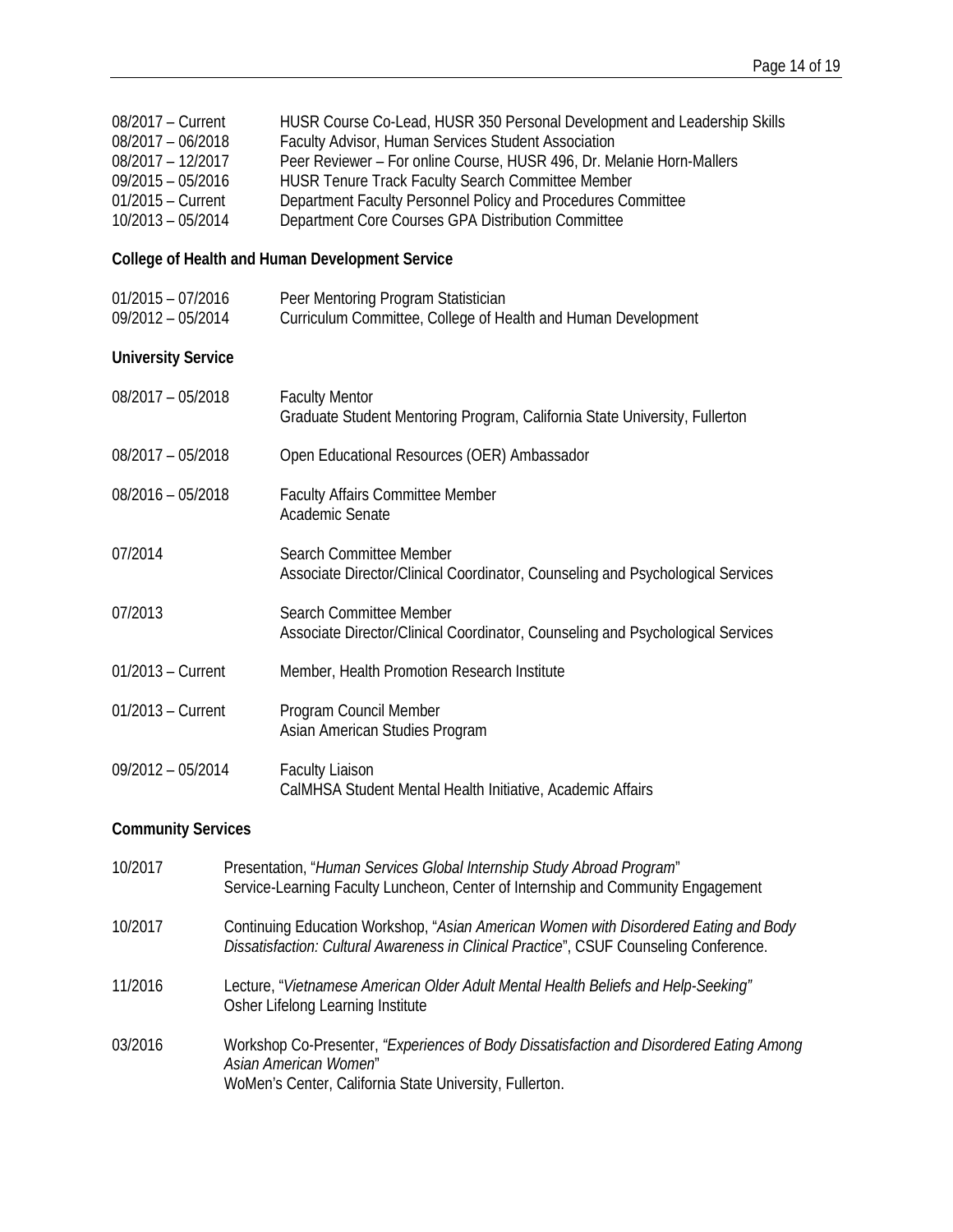| | |
|---|---|
| 08/2017 – Current | HUSR Course Co-Lead, HUSR 350 Personal Development and Leadership Skills |
| 08/2017 – 06/2018 | Faculty Advisor, Human Services Student Association |
| 08/2017 – 12/2017 | Peer Reviewer – For online Course, HUSR 496, Dr. Melanie Horn-Mallers |
| 09/2015 – 05/2016 | HUSR Tenure Track Faculty Search Committee Member |
| 01/2015 – Current | Department Faculty Personnel Policy and Procedures Committee |
| 10/2013 – 05/2014 | Department Core Courses GPA Distribution Committee |

**College of Health and Human Development Service**

| | |
|---|---|
| 01/2015 – 07/2016 | Peer Mentoring Program Statistician |
| 09/2012 – 05/2014 | Curriculum Committee, College of Health and Human Development |

**University Service**

08/2017 – 05/2018 Faculty Mentor
Graduate Student Mentoring Program, California State University, Fullerton

08/2017 – 05/2018 Open Educational Resources (OER) Ambassador

08/2016 – 05/2018 Faculty Affairs Committee Member
Academic Senate

07/2014 Search Committee Member
Associate Director/Clinical Coordinator, Counseling and Psychological Services

07/2013 Search Committee Member
Associate Director/Clinical Coordinator, Counseling and Psychological Services

01/2013 – Current Member, Health Promotion Research Institute

01/2013 – Current Program Council Member
Asian American Studies Program

09/2012 – 05/2014 Faculty Liaison
CalMHSA Student Mental Health Initiative, Academic Affairs

**Community Services**

10/2017 Presentation, "*Human Services Global Internship Study Abroad Program*"
Service-Learning Faculty Luncheon, Center of Internship and Community Engagement

10/2017 Continuing Education Workshop, "*Asian American Women with Disordered Eating and Body Dissatisfaction: Cultural Awareness in Clinical Practice*", CSUF Counseling Conference.

11/2016 Lecture, "*Vietnamese American Older Adult Mental Health Beliefs and Help-Seeking*"
Osher Lifelong Learning Institute

03/2016 Workshop Co-Presenter, *"Experiences of Body Dissatisfaction and Disordered Eating Among Asian American Women*"
WoMen's Center, California State University, Fullerton.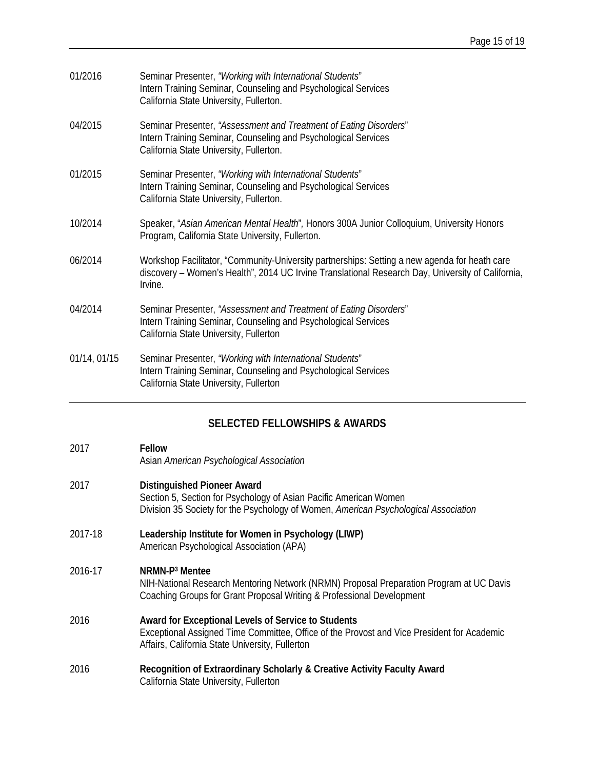01/2016 Seminar Presenter, *"Working with International Students*"
Intern Training Seminar, Counseling and Psychological Services
California State University, Fullerton.

04/2015 Seminar Presenter, *"Assessment and Treatment of Eating Disorders*"
Intern Training Seminar, Counseling and Psychological Services
California State University, Fullerton.

01/2015 Seminar Presenter, *"Working with International Students*"
Intern Training Seminar, Counseling and Psychological Services
California State University, Fullerton.

10/2014 Speaker, "*Asian American Mental Health*"*,* Honors 300A Junior Colloquium, University Honors Program, California State University, Fullerton.

06/2014 Workshop Facilitator, "Community-University partnerships: Setting a new agenda for heath care discovery – Women's Health", 2014 UC Irvine Translational Research Day, University of California, Irvine.

04/2014 Seminar Presenter, *"Assessment and Treatment of Eating Disorders*"
Intern Training Seminar, Counseling and Psychological Services
California State University, Fullerton

01/14, 01/15 Seminar Presenter, *"Working with International Students*"
Intern Training Seminar, Counseling and Psychological Services
California State University, Fullerton

## SELECTED FELLOWSHIPS & AWARDS

2017 **Fellow**
Asian *American Psychological Association*

2017 **Distinguished Pioneer Award**
Section 5, Section for Psychology of Asian Pacific American Women
Division 35 Society for the Psychology of Women, *American Psychological Association*

2017-18 **Leadership Institute for Women in Psychology (LIWP)**
American Psychological Association (APA)

2016-17 **NRMN-P$^3$ Mentee**
NIH-National Research Mentoring Network (NRMN) Proposal Preparation Program at UC Davis
Coaching Groups for Grant Proposal Writing & Professional Development

2016 **Award for Exceptional Levels of Service to Students**
Exceptional Assigned Time Committee, Office of the Provost and Vice President for Academic Affairs, California State University, Fullerton

2016 **Recognition of Extraordinary Scholarly & Creative Activity Faculty Award**
California State University, Fullerton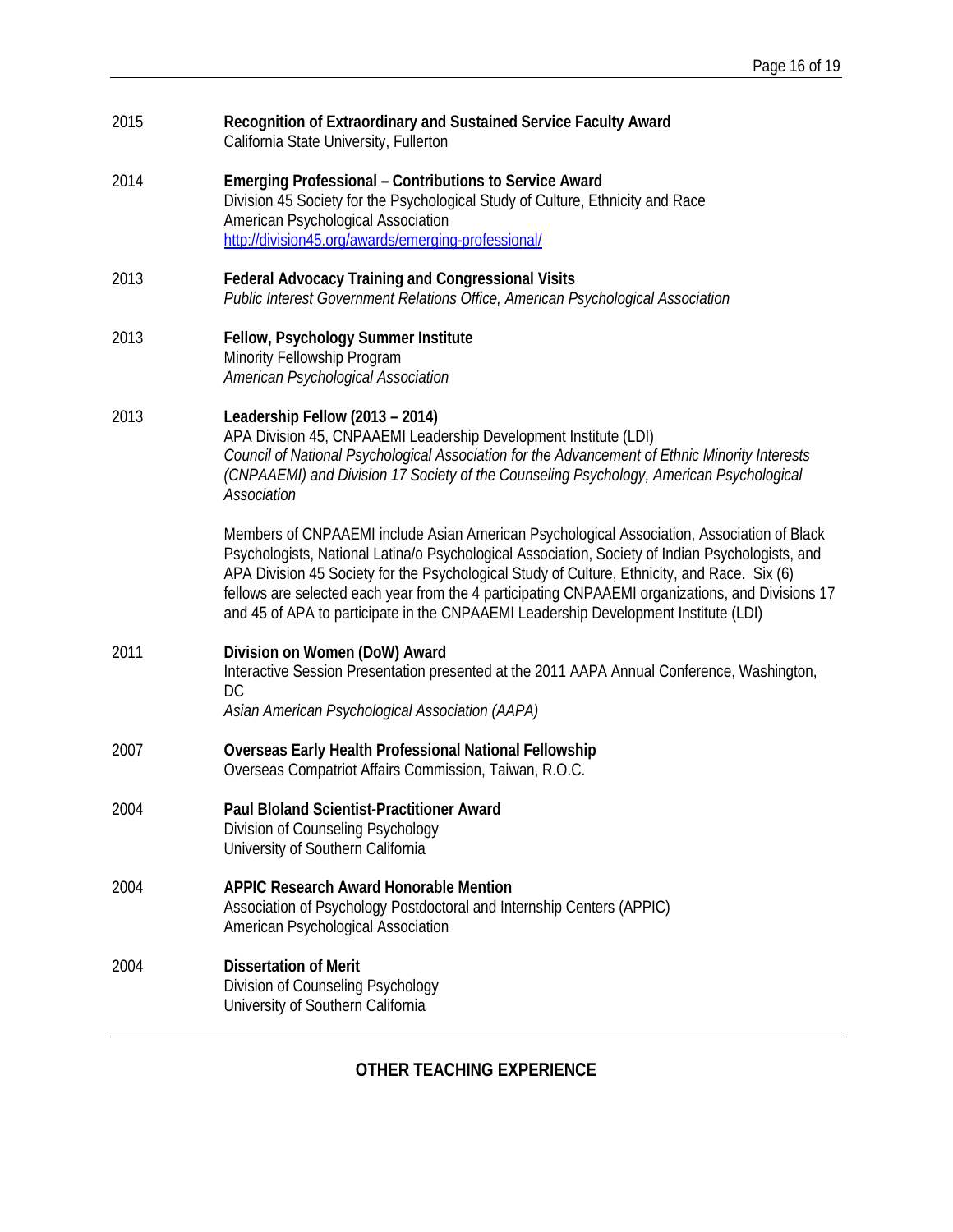2015 **Recognition of Extraordinary and Sustained Service Faculty Award**
California State University, Fullerton

2014 **Emerging Professional – Contributions to Service Award**
Division 45 Society for the Psychological Study of Culture, Ethnicity and Race
American Psychological Association
[http://division45.org/awards/emerging-professional/](http://division45.org/awards/emerging-professional/)

2013 **Federal Advocacy Training and Congressional Visits**
*Public Interest Government Relations Office, American Psychological Association*

2013 **Fellow, Psychology Summer Institute**
Minority Fellowship Program
*American Psychological Association*

2013 **Leadership Fellow (2013 – 2014)**
APA Division 45, CNPAAEMI Leadership Development Institute (LDI)
*Council of National Psychological Association for the Advancement of Ethnic Minority Interests (CNPAAEMI) and Division 17 Society of the Counseling Psychology, American Psychological Association*

Members of CNPAAEMI include Asian American Psychological Association, Association of Black Psychologists, National Latina/o Psychological Association, Society of Indian Psychologists, and APA Division 45 Society for the Psychological Study of Culture, Ethnicity, and Race. Six (6) fellows are selected each year from the 4 participating CNPAAEMI organizations, and Divisions 17 and 45 of APA to participate in the CNPAAEMI Leadership Development Institute (LDI)

2011 **Division on Women (DoW) Award**
Interactive Session Presentation presented at the 2011 AAPA Annual Conference, Washington, DC
*Asian American Psychological Association (AAPA)*

2007 **Overseas Early Health Professional National Fellowship**
Overseas Compatriot Affairs Commission, Taiwan, R.O.C.

2004 **Paul Bloland Scientist-Practitioner Award**
Division of Counseling Psychology
University of Southern California

2004 **APPIC Research Award Honorable Mention**
Association of Psychology Postdoctoral and Internship Centers (APPIC)
American Psychological Association

2004 **Dissertation of Merit**
Division of Counseling Psychology
University of Southern California

## OTHER TEACHING EXPERIENCE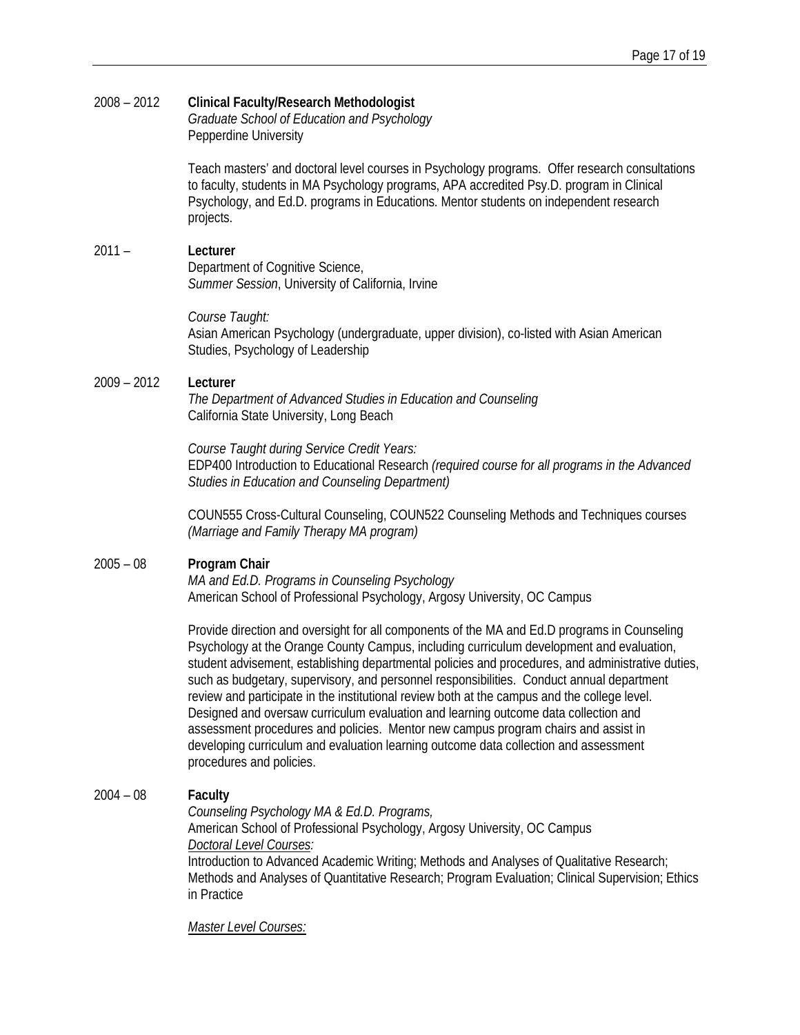2008 – 2012 **Clinical Faculty/Research Methodologist**
*Graduate School of Education and Psychology*
Pepperdine University

Teach masters' and doctoral level courses in Psychology programs. Offer research consultations to faculty, students in MA Psychology programs, APA accredited Psy.D. program in Clinical Psychology, and Ed.D. programs in Educations. Mentor students on independent research projects.

2011 – **Lecturer**
Department of Cognitive Science,
*Summer Session*, University of California, Irvine

*Course Taught:*
Asian American Psychology (undergraduate, upper division), co-listed with Asian American Studies, Psychology of Leadership

2009 – 2012 **Lecturer**
*The Department of Advanced Studies in Education and Counseling*
California State University, Long Beach

*Course Taught during Service Credit Years:*
EDP400 Introduction to Educational Research *(required course for all programs in the Advanced Studies in Education and Counseling Department)*

COUN555 Cross-Cultural Counseling, COUN522 Counseling Methods and Techniques courses *(Marriage and Family Therapy MA program)*

2005 – 08 **Program Chair**
*MA and Ed.D. Programs in Counseling Psychology*
American School of Professional Psychology, Argosy University, OC Campus

Provide direction and oversight for all components of the MA and Ed.D programs in Counseling Psychology at the Orange County Campus, including curriculum development and evaluation, student advisement, establishing departmental policies and procedures, and administrative duties, such as budgetary, supervisory, and personnel responsibilities. Conduct annual department review and participate in the institutional review both at the campus and the college level. Designed and oversaw curriculum evaluation and learning outcome data collection and assessment procedures and policies. Mentor new campus program chairs and assist in developing curriculum and evaluation learning outcome data collection and assessment procedures and policies.

2004 – 08 **Faculty**
*Counseling Psychology MA & Ed.D. Programs,*
American School of Professional Psychology, Argosy University, OC Campus
*Doctoral Level Courses:*
Introduction to Advanced Academic Writing; Methods and Analyses of Qualitative Research; Methods and Analyses of Quantitative Research; Program Evaluation; Clinical Supervision; Ethics in Practice

*Master Level Courses:*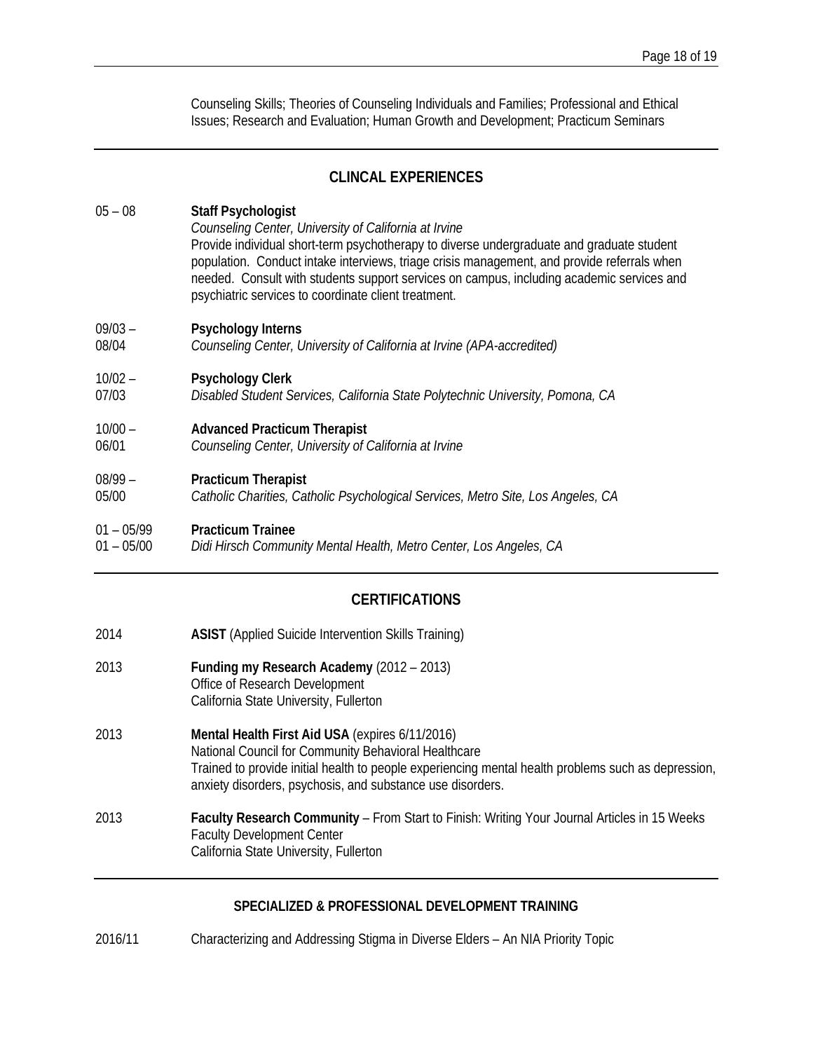Counseling Skills; Theories of Counseling Individuals and Families; Professional and Ethical Issues; Research and Evaluation; Human Growth and Development; Practicum Seminars

## CLINCAL EXPERIENCES

05 – 08 **Staff Psychologist**
*Counseling Center, University of California at Irvine*
Provide individual short-term psychotherapy to diverse undergraduate and graduate student population. Conduct intake interviews, triage crisis management, and provide referrals when needed. Consult with students support services on campus, including academic services and psychiatric services to coordinate client treatment.

09/03 – 08/04 **Psychology Interns**
*Counseling Center, University of California at Irvine (APA-accredited)*

10/02 – 07/03 **Psychology Clerk**
*Disabled Student Services, California State Polytechnic University, Pomona, CA*

10/00 – 06/01 **Advanced Practicum Therapist**
*Counseling Center, University of California at Irvine*

08/99 – 05/00 **Practicum Therapist**
*Catholic Charities, Catholic Psychological Services, Metro Site, Los Angeles, CA*

01 – 05/99
01 – 05/00 **Practicum Trainee**
*Didi Hirsch Community Mental Health, Metro Center, Los Angeles, CA*

## CERTIFICATIONS

2014 **ASIST** (Applied Suicide Intervention Skills Training)

2013 **Funding my Research Academy** (2012 – 2013)
Office of Research Development
California State University, Fullerton

2013 **Mental Health First Aid USA** (expires 6/11/2016)
National Council for Community Behavioral Healthcare
Trained to provide initial health to people experiencing mental health problems such as depression, anxiety disorders, psychosis, and substance use disorders.

2013 **Faculty Research Community** – From Start to Finish: Writing Your Journal Articles in 15 Weeks
Faculty Development Center
California State University, Fullerton

## SPECIALIZED & PROFESSIONAL DEVELOPMENT TRAINING

2016/11 Characterizing and Addressing Stigma in Diverse Elders – An NIA Priority Topic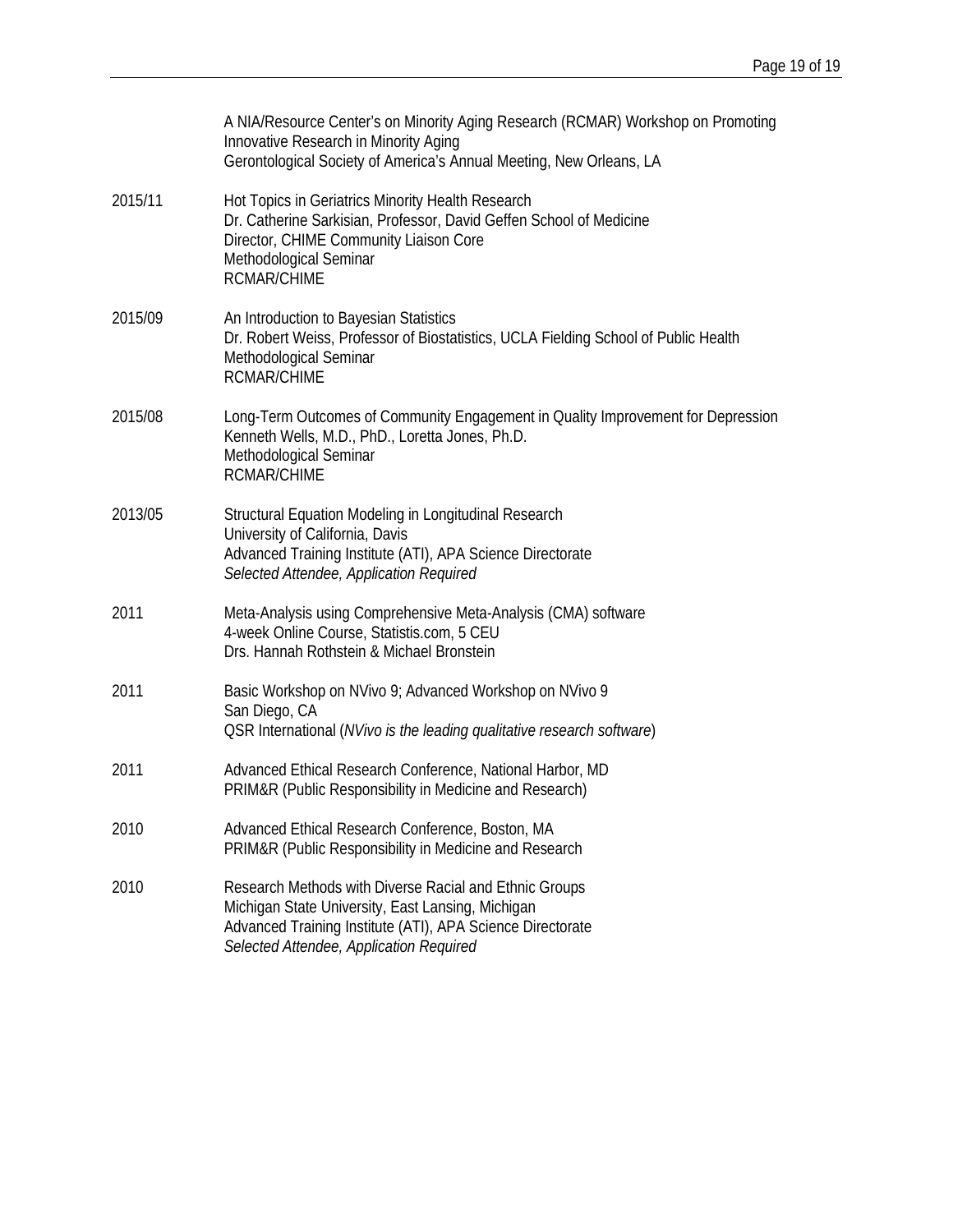A NIA/Resource Center's on Minority Aging Research (RCMAR) Workshop on Promoting Innovative Research in Minority Aging
Gerontological Society of America's Annual Meeting, New Orleans, LA

2015/11 Hot Topics in Geriatrics Minority Health Research
Dr. Catherine Sarkisian, Professor, David Geffen School of Medicine
Director, CHIME Community Liaison Core
Methodological Seminar
RCMAR/CHIME

2015/09 An Introduction to Bayesian Statistics
Dr. Robert Weiss, Professor of Biostatistics, UCLA Fielding School of Public Health
Methodological Seminar
RCMAR/CHIME

2015/08 Long-Term Outcomes of Community Engagement in Quality Improvement for Depression
Kenneth Wells, M.D., PhD., Loretta Jones, Ph.D.
Methodological Seminar
RCMAR/CHIME

2013/05 Structural Equation Modeling in Longitudinal Research
University of California, Davis
Advanced Training Institute (ATI), APA Science Directorate
*Selected Attendee, Application Required*

2011 Meta-Analysis using Comprehensive Meta-Analysis (CMA) software
4-week Online Course, Statistis.com, 5 CEU
Drs. Hannah Rothstein & Michael Bronstein

2011 Basic Workshop on NVivo 9; Advanced Workshop on NVivo 9
San Diego, CA
QSR International (*NVivo is the leading qualitative research software*)

2011 Advanced Ethical Research Conference, National Harbor, MD
PRIM&R (Public Responsibility in Medicine and Research)

2010 Advanced Ethical Research Conference, Boston, MA
PRIM&R (Public Responsibility in Medicine and Research

2010 Research Methods with Diverse Racial and Ethnic Groups
Michigan State University, East Lansing, Michigan
Advanced Training Institute (ATI), APA Science Directorate
*Selected Attendee, Application Required*